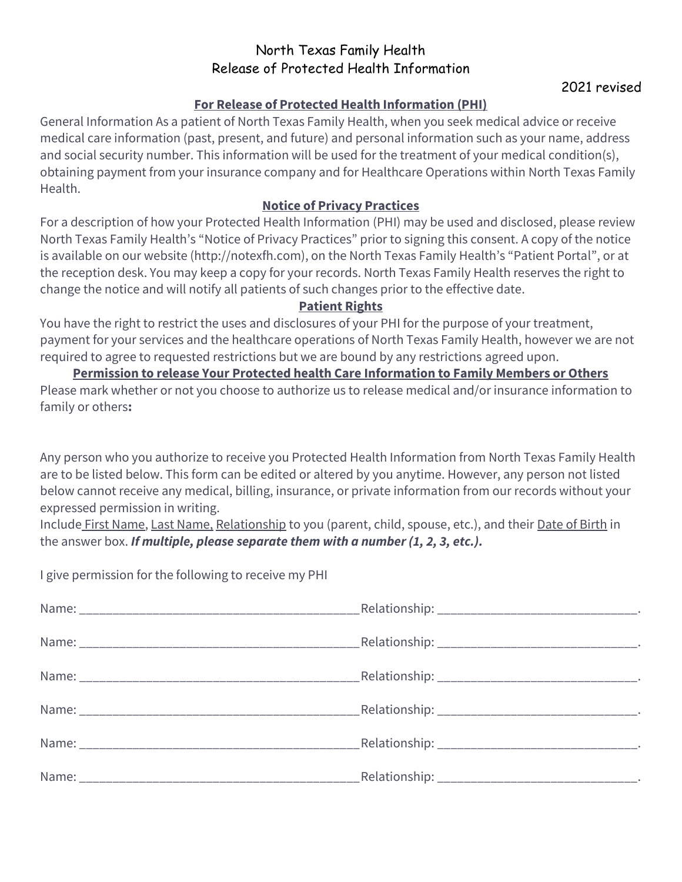# North Texas Family Health
## Release of Protected Health Information

2021 revised

### For Release of Protected Health Information (PHI)

General Information As a patient of North Texas Family Health, when you seek medical advice or receive medical care information (past, present, and future) and personal information such as your name, address and social security number. This information will be used for the treatment of your medical condition(s), obtaining payment from your insurance company and for Healthcare Operations within North Texas Family Health.

### Notice of Privacy Practices

For a description of how your Protected Health Information (PHI) may be used and disclosed, please review North Texas Family Health's "Notice of Privacy Practices" prior to signing this consent. A copy of the notice is available on our website (http://notexfh.com), on the North Texas Family Health's "Patient Portal", or at the reception desk. You may keep a copy for your records. North Texas Family Health reserves the right to change the notice and will notify all patients of such changes prior to the effective date.

### Patient Rights

You have the right to restrict the uses and disclosures of your PHI for the purpose of your treatment, payment for your services and the healthcare operations of North Texas Family Health, however we are not required to agree to requested restrictions but we are bound by any restrictions agreed upon.

### Permission to release Your Protected health Care Information to Family Members or Others

Please mark whether or not you choose to authorize us to release medical and/or insurance information to family or others**:**

Any person who you authorize to receive you Protected Health Information from North Texas Family Health are to be listed below. This form can be edited or altered by you anytime. However, any person not listed below cannot receive any medical, billing, insurance, or private information from our records without your expressed permission in writing.

Include First Name, Last Name, Relationship to you (parent, child, spouse, etc.), and their Date of Birth in the answer box. ***If multiple, please separate them with a number (1, 2, 3, etc.).***

I give permission for the following to receive my PHI

Name: ________________________________________ Relationship: ____________________________.

Name: ________________________________________ Relationship: ____________________________.

Name: ________________________________________ Relationship: ____________________________.

Name: ________________________________________ Relationship: ____________________________.

Name: ________________________________________ Relationship: ____________________________.

Name: ________________________________________ Relationship: ____________________________.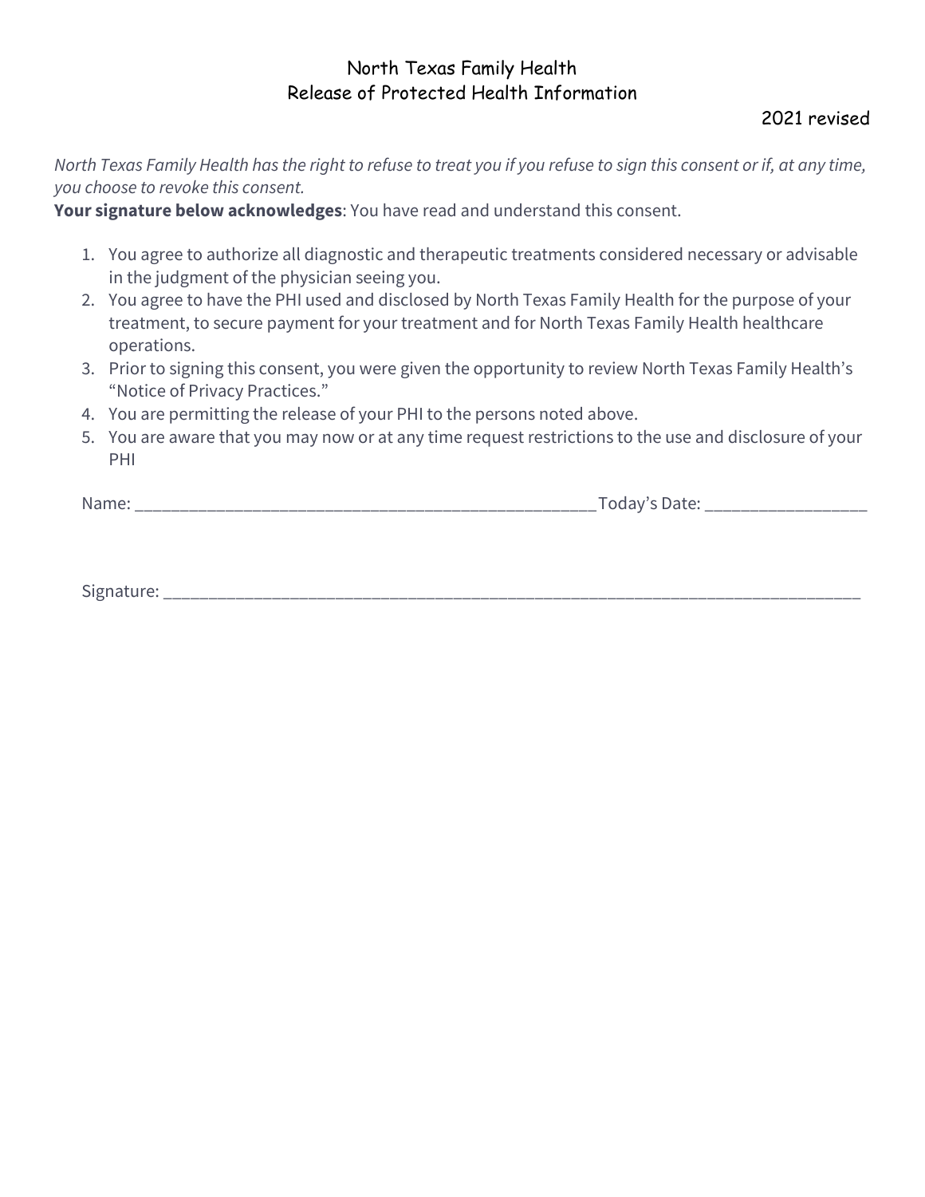North Texas Family Health
Release of Protected Health Information

2021 revised

*North Texas Family Health has the right to refuse to treat you if you refuse to sign this consent or if, at any time, you choose to revoke this consent.*

**Your signature below acknowledges**: You have read and understand this consent.

1. You agree to authorize all diagnostic and therapeutic treatments considered necessary or advisable in the judgment of the physician seeing you.
2. You agree to have the PHI used and disclosed by North Texas Family Health for the purpose of your treatment, to secure payment for your treatment and for North Texas Family Health healthcare operations.
3. Prior to signing this consent, you were given the opportunity to review North Texas Family Health's "Notice of Privacy Practices."
4. You are permitting the release of your PHI to the persons noted above.
5. You are aware that you may now or at any time request restrictions to the use and disclosure of your PHI

Name: ____________________________________________________ Today's Date: _________________

Signature: ___________________________________________________________________________